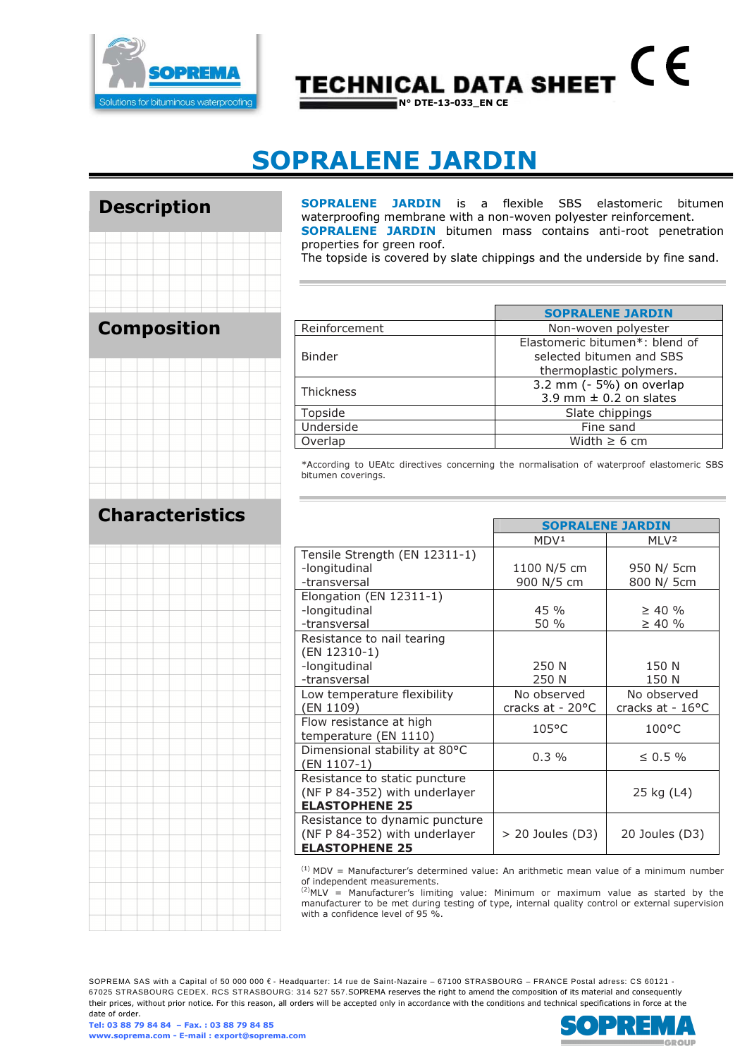# TECHNICAL DATA SHEET

N° DTE-13-033_EN CE

# SOPRALENE JARDIN

## Description

**SOPRALENE JARDIN** is a flexible SBS elastomeric bitumen waterproofing membrane with a non-woven polyester reinforcement.
**SOPRALENE JARDIN** bitumen mass contains anti-root penetration properties for green roof.
The topside is covered by slate chippings and the underside by fine sand.

## Composition

| | SOPRALENE JARDIN |
|---|---|
| Reinforcement | Non-woven polyester |
| Binder | Elastomeric bitumen*: blend of selected bitumen and SBS thermoplastic polymers. |
| Thickness | 3.2 mm (- 5%) on overlap<br>3.9 mm ± 0.2 on slates |
| Topside | Slate chippings |
| Underside | Fine sand |
| Overlap | Width ≥ 6 cm |

*According to UEAtc directives concerning the normalisation of waterproof elastomeric SBS bitumen coverings.

## Characteristics

| | SOPRALENE JARDIN | |
|---|---|---|
| | MDV[1] | MLV[2] |
| Tensile Strength (EN 12311-1)<br>-longitudinal<br>-transversal | <br>1100 N/5 cm<br>900 N/5 cm | <br>950 N/ 5cm<br>800 N/ 5cm |
| Elongation (EN 12311-1)<br>-longitudinal<br>-transversal | <br>45 %<br>50 % | <br>≥ 40 %<br>≥ 40 % |
| Resistance to nail tearing (EN 12310-1)<br>-longitudinal<br>-transversal | <br>250 N<br>250 N | <br>150 N<br>150 N |
| Low temperature flexibility (EN 1109) | No observed cracks at - 20°C | No observed cracks at - 16°C |
| Flow resistance at high temperature (EN 1110) | 105°C | 100°C |
| Dimensional stability at 80°C (EN 1107-1) | 0.3 % | ≤ 0.5 % |
| Resistance to static puncture (NF P 84-352) with underlayer **ELASTOPHENE 25** | | 25 kg (L4) |
| Resistance to dynamic puncture (NF P 84-352) with underlayer **ELASTOPHENE 25** | > 20 Joules (D3) | 20 Joules (D3) |

(1) MDV = Manufacturer's determined value: An arithmetic mean value of a minimum number of independent measurements.
(2) MLV = Manufacturer's limiting value: Minimum or maximum value as started by the manufacturer to be met during testing of type, internal quality control or external supervision with a confidence level of 95 %.

SOPREMA SAS with a Capital of 50 000 000 € - Headquarter: 14 rue de Saint-Nazaire – 67100 STRASBOURG – FRANCE Postal adress: CS 60121 - 67025 STRASBOURG CEDEX. RCS STRASBOURG: 314 527 557.SOPREMA reserves the right to amend the composition of its material and consequently their prices, without prior notice. For this reason, all orders will be accepted only in accordance with the conditions and technical specifications in force at the date of order.
Tel: 03 88 79 84 84 – Fax. : 03 88 79 84 85
www.soprema.com - E-mail : export@soprema.com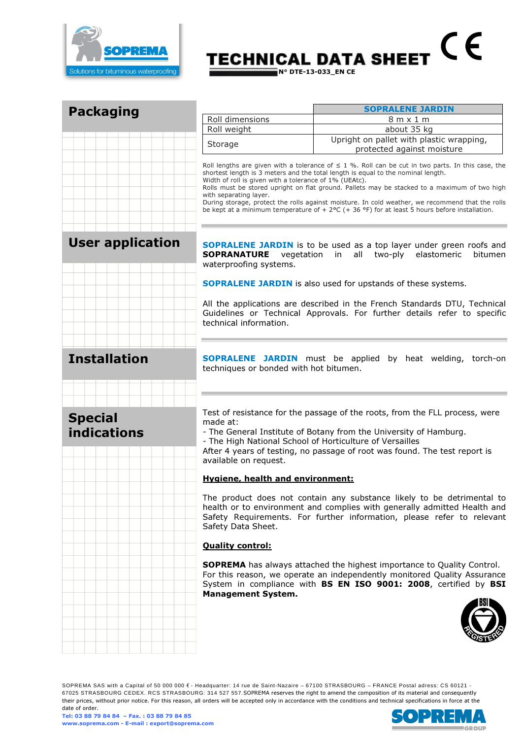# TECHNICAL DATA SHEET

N° DTE-13-033_EN CE

## Packaging

| | SOPRALENE JARDIN |
|---|---|
| Roll dimensions | 8 m x 1 m |
| Roll weight | about 35 kg |
| Storage | Upright on pallet with plastic wrapping, protected against moisture |

Roll lengths are given with a tolerance of ≤ 1 %. Roll can be cut in two parts. In this case, the shortest length is 3 meters and the total length is equal to the nominal length.
Width of roll is given with a tolerance of 1% (UEAtc).
Rolls must be stored upright on flat ground. Pallets may be stacked to a maximum of two high with separating layer.
During storage, protect the rolls against moisture. In cold weather, we recommend that the rolls be kept at a minimum temperature of + 2°C (+ 36 °F) for at least 5 hours before installation.

## User application

**SOPRALENE JARDIN** is to be used as a top layer under green roofs and **SOPRANATURE** vegetation in all two-ply elastomeric bitumen waterproofing systems.

**SOPRALENE JARDIN** is also used for upstands of these systems.

All the applications are described in the French Standards DTU, Technical Guidelines or Technical Approvals. For further details refer to specific technical information.

## Installation

**SOPRALENE JARDIN** must be applied by heat welding, torch-on techniques or bonded with hot bitumen.

## Special indications

Test of resistance for the passage of the roots, from the FLL process, were made at:
- The General Institute of Botany from the University of Hamburg.
- The High National School of Horticulture of Versailles

After 4 years of testing, no passage of root was found. The test report is available on request.

**Hygiene, health and environment:**

The product does not contain any substance likely to be detrimental to health or to environment and complies with generally admitted Health and Safety Requirements. For further information, please refer to relevant Safety Data Sheet.

**Quality control:**

**SOPREMA** has always attached the highest importance to Quality Control. For this reason, we operate an independently monitored Quality Assurance System in compliance with **BS EN ISO 9001: 2008**, certified by **BSI Management System.**

SOPREMA SAS with a Capital of 50 000 000 € - Headquarter: 14 rue de Saint-Nazaire – 67100 STRASBOURG – FRANCE Postal adress: CS 60121 - 67025 STRASBOURG CEDEX. RCS STRASBOURG: 314 527 557.SOPREMA reserves the right to amend the composition of its material and consequently their prices, without prior notice. For this reason, all orders will be accepted only in accordance with the conditions and technical specifications in force at the date of order.

Tel: 03 88 79 84 84 – Fax. : 03 88 79 84 85
www.soprema.com - E-mail : export@soprema.com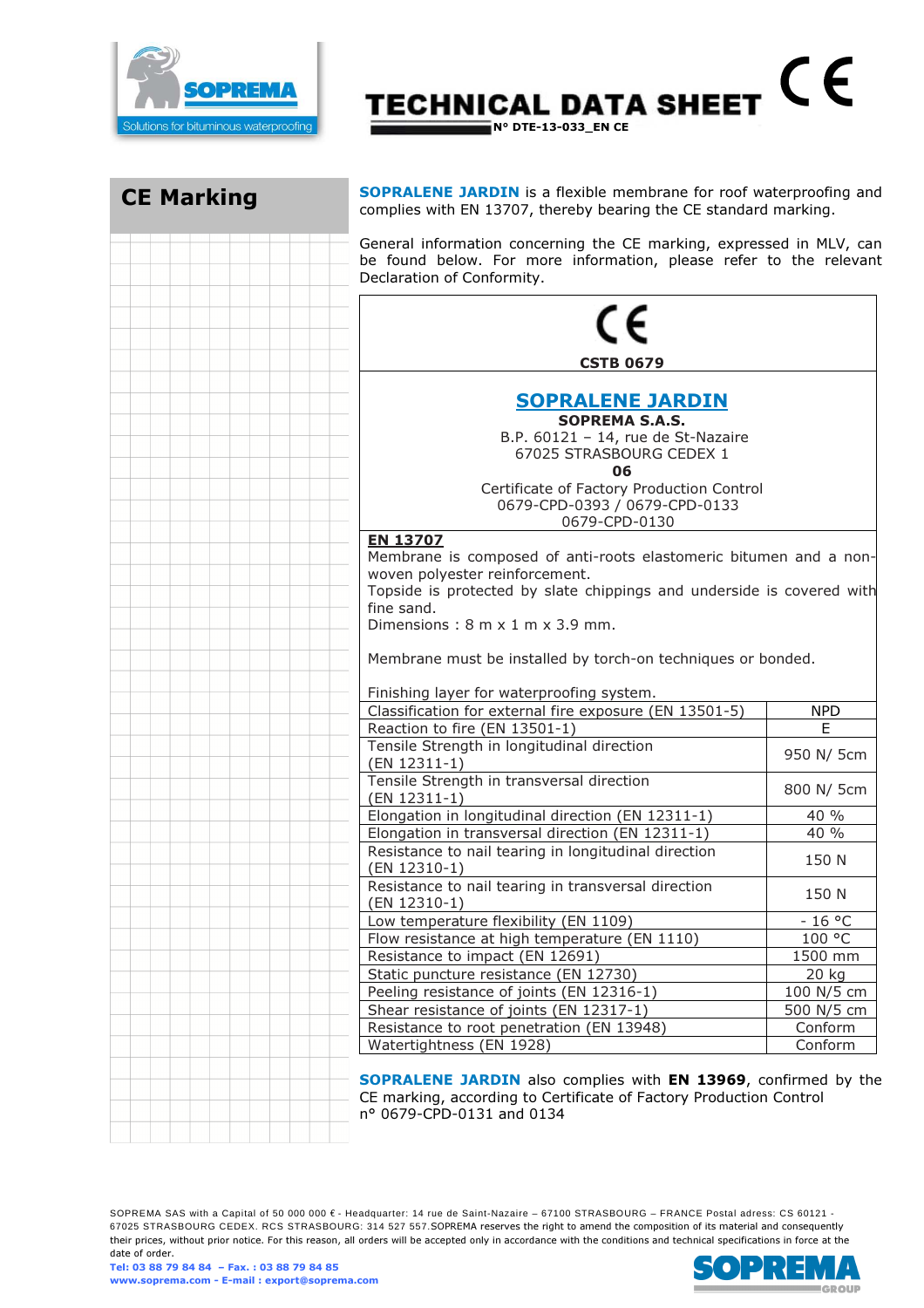# TECHNICAL DATA SHEET

N° DTE-13-033_EN CE

## CE Marking

**SOPRALENE JARDIN** is a flexible membrane for roof waterproofing and complies with EN 13707, thereby bearing the CE standard marking.

General information concerning the CE marking, expressed in MLV, can be found below. For more information, please refer to the relevant Declaration of Conformity.

CE

**CSTB 0679**

**SOPRALENE JARDIN**

**SOPREMA S.A.S.**

B.P. 60121 – 14, rue de St-Nazaire

67025 STRASBOURG CEDEX 1

**06**

Certificate of Factory Production Control

0679-CPD-0393 / 0679-CPD-0133

0679-CPD-0130

**EN 13707**

Membrane is composed of anti-roots elastomeric bitumen and a non-woven polyester reinforcement.

Topside is protected by slate chippings and underside is covered with fine sand.

Dimensions : 8 m x 1 m x 3.9 mm.

Membrane must be installed by torch-on techniques or bonded.

Finishing layer for waterproofing system.

| | |
|---|---|
| Classification for external fire exposure (EN 13501-5) | NPD |
| Reaction to fire (EN 13501-1) | E |
| Tensile Strength in longitudinal direction (EN 12311-1) | 950 N/ 5cm |
| Tensile Strength in transversal direction (EN 12311-1) | 800 N/ 5cm |
| Elongation in longitudinal direction (EN 12311-1) | 40 % |
| Elongation in transversal direction (EN 12311-1) | 40 % |
| Resistance to nail tearing in longitudinal direction (EN 12310-1) | 150 N |
| Resistance to nail tearing in transversal direction (EN 12310-1) | 150 N |
| Low temperature flexibility (EN 1109) | - 16 °C |
| Flow resistance at high temperature (EN 1110) | 100 °C |
| Resistance to impact (EN 12691) | 1500 mm |
| Static puncture resistance (EN 12730) | 20 kg |
| Peeling resistance of joints (EN 12316-1) | 100 N/5 cm |
| Shear resistance of joints (EN 12317-1) | 500 N/5 cm |
| Resistance to root penetration (EN 13948) | Conform |
| Watertightness (EN 1928) | Conform |

**SOPRALENE JARDIN** also complies with **EN 13969**, confirmed by the CE marking, according to Certificate of Factory Production Control n° 0679-CPD-0131 and 0134

SOPREMA SAS with a Capital of 50 000 000 € - Headquarter: 14 rue de Saint-Nazaire – 67100 STRASBOURG – FRANCE Postal adress: CS 60121 - 67025 STRASBOURG CEDEX. RCS STRASBOURG: 314 527 557.SOPREMA reserves the right to amend the composition of its material and consequently their prices, without prior notice. For this reason, all orders will be accepted only in accordance with the conditions and technical specifications in force at the date of order.

Tel: 03 88 79 84 84 – Fax. : 03 88 79 84 85

www.soprema.com - E-mail : export@soprema.com